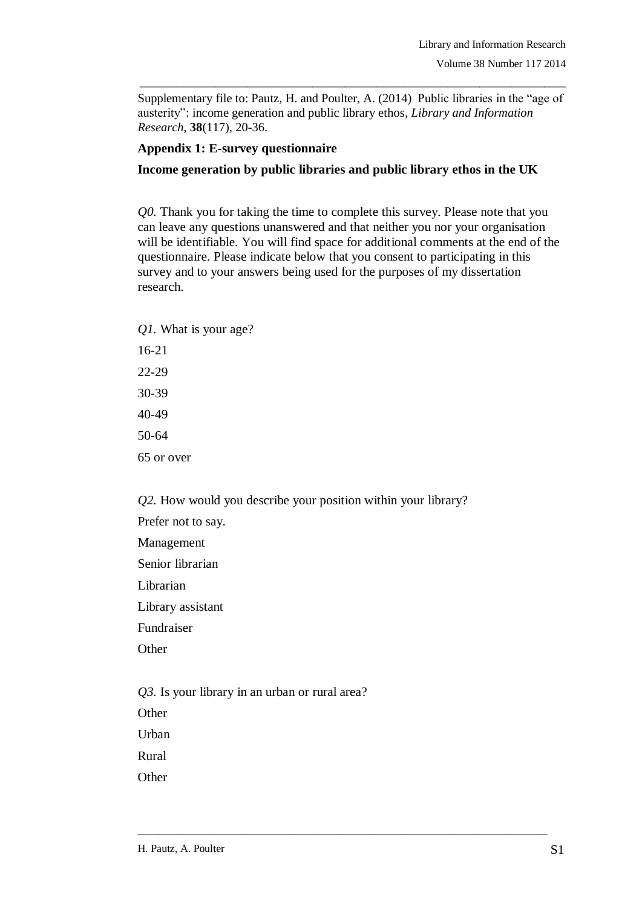Supplementary file to: Pautz, H. and Poulter, A. (2014) Public libraries in the "age of austerity": income generation and public library ethos, *Library and Information Research*, **38**(117), 20-36.

**Appendix 1: E-survey questionnaire**

**Income generation by public libraries and public library ethos in the UK**

*Q0.* Thank you for taking the time to complete this survey. Please note that you can leave any questions unanswered and that neither you nor your organisation will be identifiable. You will find space for additional comments at the end of the questionnaire. Please indicate below that you consent to participating in this survey and to your answers being used for the purposes of my dissertation research.

*Q1.* What is your age?

16-21

22-29

30-39

40-49

50-64

65 or over

*Q2.* How would you describe your position within your library?

Prefer not to say.

Management

Senior librarian

Librarian

Library assistant

Fundraiser

Other

*Q3.* Is your library in an urban or rural area?

Other

Urban

Rural

Other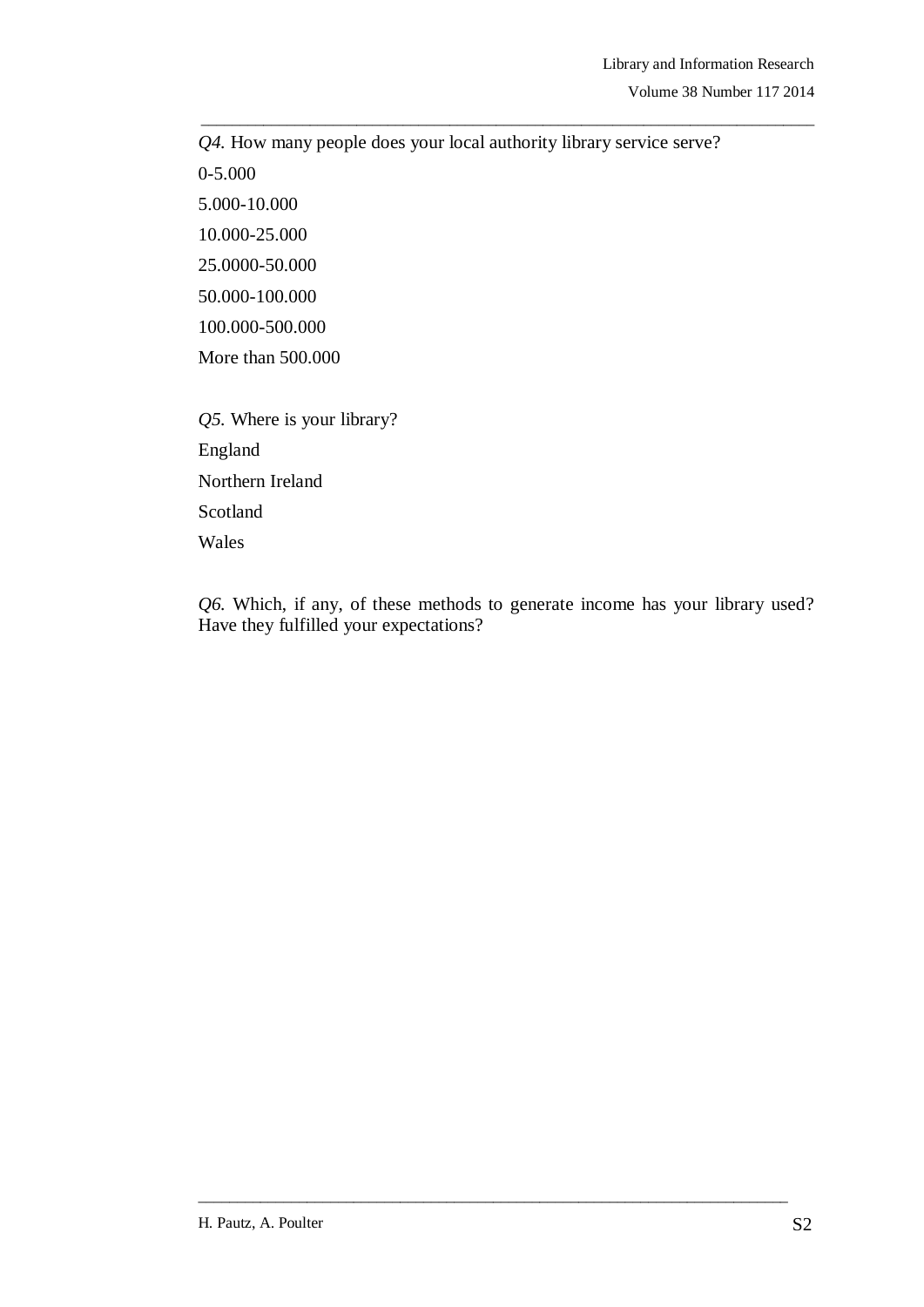*Q4.* How many people does your local authority library service serve?

0-5.000

5.000-10.000

10.000-25.000

25.0000-50.000

50.000-100.000

100.000-500.000

More than 500.000

*Q5.* Where is your library?

England

Northern Ireland

Scotland

Wales

*Q6.* Which, if any, of these methods to generate income has your library used? Have they fulfilled your expectations?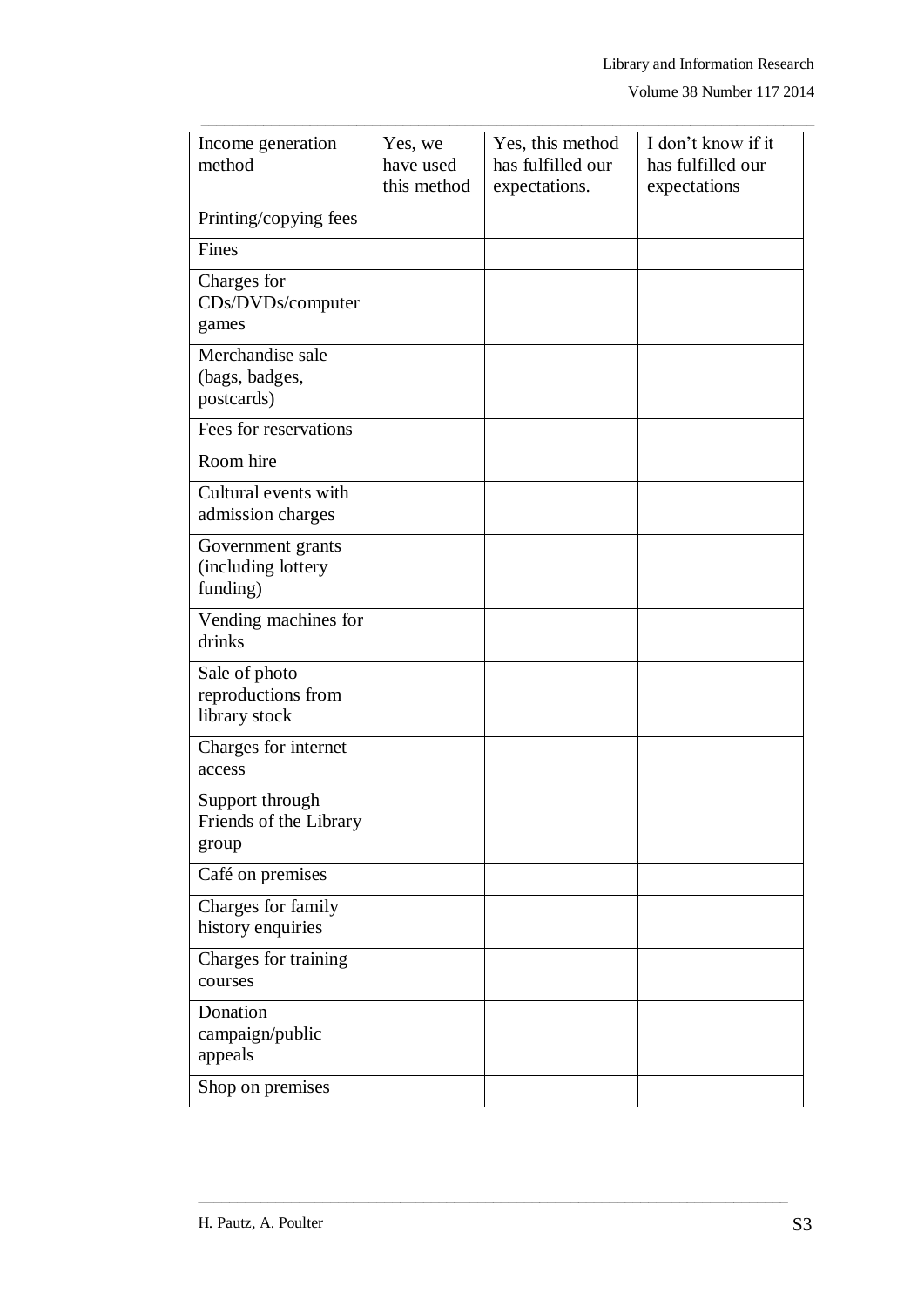| Income generation method | Yes, we have used this method | Yes, this method has fulfilled our expectations. | I don't know if it has fulfilled our expectations |
|---|---|---|---|
| Printing/copying fees | | | |
| Fines | | | |
| Charges for CDs/DVDs/computer games | | | |
| Merchandise sale (bags, badges, postcards) | | | |
| Fees for reservations | | | |
| Room hire | | | |
| Cultural events with admission charges | | | |
| Government grants (including lottery funding) | | | |
| Vending machines for drinks | | | |
| Sale of photo reproductions from library stock | | | |
| Charges for internet access | | | |
| Support through Friends of the Library group | | | |
| Café on premises | | | |
| Charges for family history enquiries | | | |
| Charges for training courses | | | |
| Donation campaign/public appeals | | | |
| Shop on premises | | | |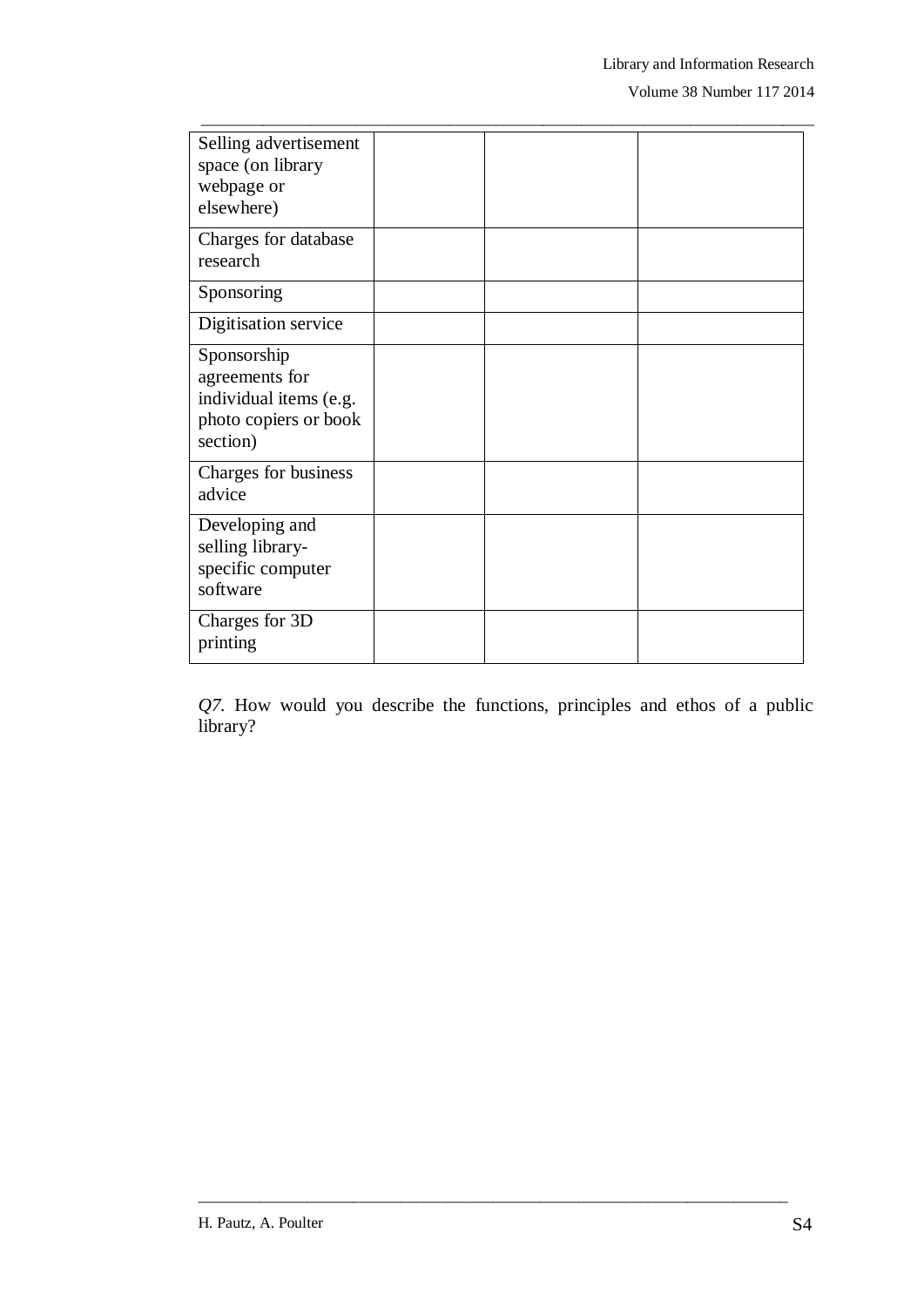| | | | |
|---|---|---|---|
| Selling advertisement space (on library webpage or elsewhere) | | | |
| Charges for database research | | | |
| Sponsoring | | | |
| Digitisation service | | | |
| Sponsorship agreements for individual items (e.g. photo copiers or book section) | | | |
| Charges for business advice | | | |
| Developing and selling library-specific computer software | | | |
| Charges for 3D printing | | | |

*Q7.* How would you describe the functions, principles and ethos of a public library?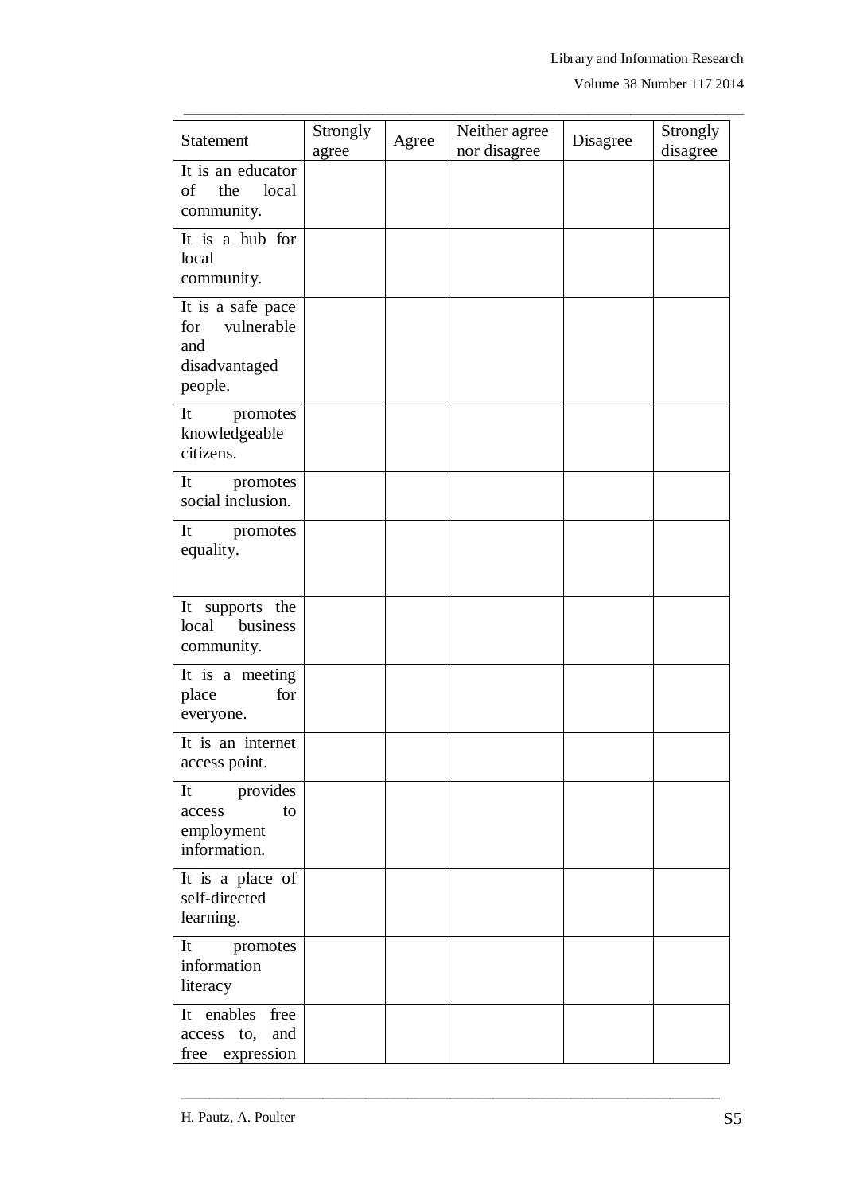| Statement | Strongly agree | Agree | Neither agree nor disagree | Disagree | Strongly disagree |
|---|---|---|---|---|---|
| It is an educator of the local community. | | | | | |
| It is a hub for local community. | | | | | |
| It is a safe pace for vulnerable and disadvantaged people. | | | | | |
| It promotes knowledgeable citizens. | | | | | |
| It promotes social inclusion. | | | | | |
| It promotes equality. | | | | | |
| It supports the local business community. | | | | | |
| It is a meeting place for everyone. | | | | | |
| It is an internet access point. | | | | | |
| It provides access to employment information. | | | | | |
| It is a place of self-directed learning. | | | | | |
| It promotes information literacy | | | | | |
| It enables free access to, and free expression | | | | | |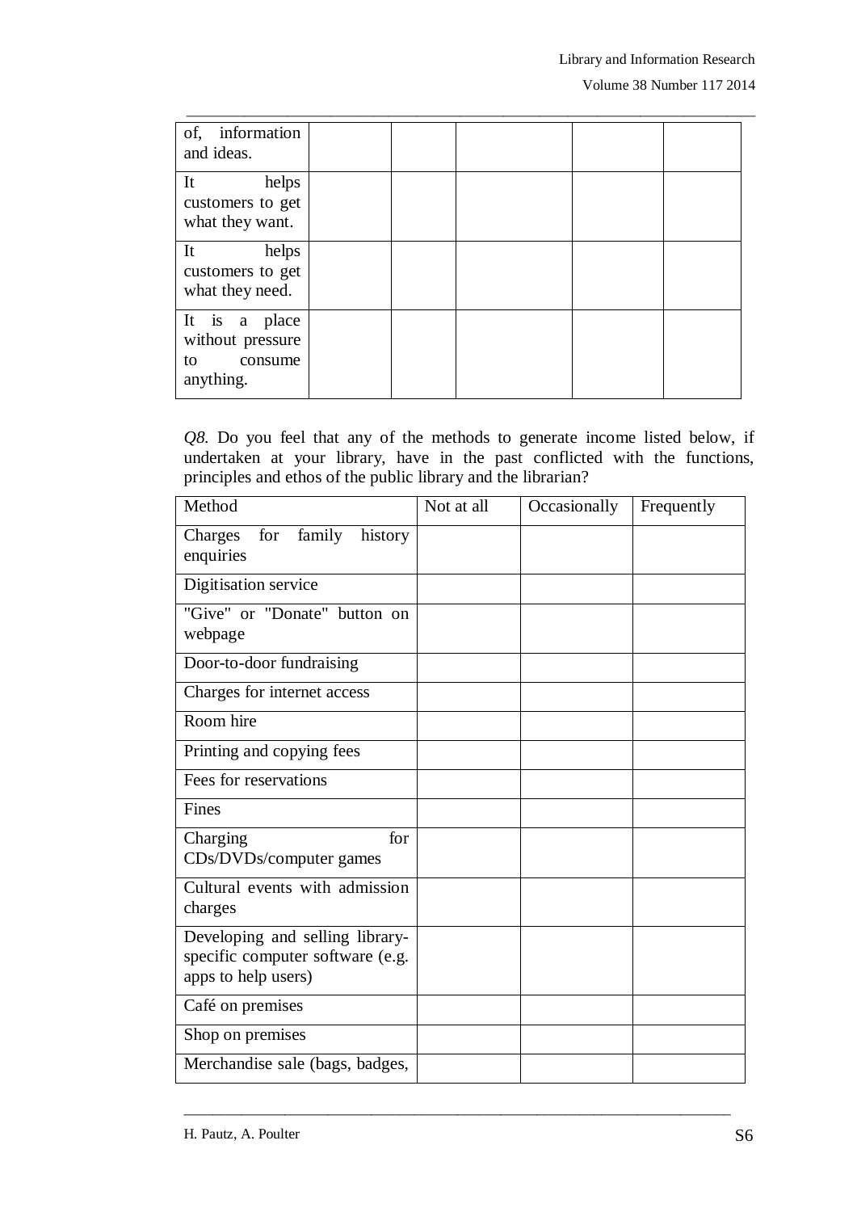| | | | | | |
|---|---|---|---|---|---|
| of, information and ideas. | | | | | |
| It helps customers to get what they want. | | | | | |
| It helps customers to get what they need. | | | | | |
| It is a place without pressure to consume anything. | | | | | |

*Q8.* Do you feel that any of the methods to generate income listed below, if undertaken at your library, have in the past conflicted with the functions, principles and ethos of the public library and the librarian?

| Method | Not at all | Occasionally | Frequently |
|---|---|---|---|
| Charges for family history enquiries | | | |
| Digitisation service | | | |
| "Give" or "Donate" button on webpage | | | |
| Door-to-door fundraising | | | |
| Charges for internet access | | | |
| Room hire | | | |
| Printing and copying fees | | | |
| Fees for reservations | | | |
| Fines | | | |
| Charging for CDs/DVDs/computer games | | | |
| Cultural events with admission charges | | | |
| Developing and selling library-specific computer software (e.g. apps to help users) | | | |
| Café on premises | | | |
| Shop on premises | | | |
| Merchandise sale (bags, badges, | | | |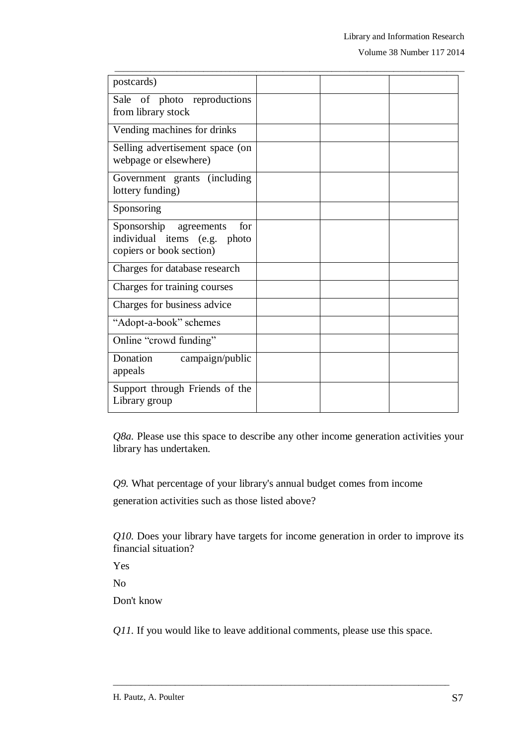| | | | |
|---|---|---|---|
| postcards) | | | |
| Sale of photo reproductions from library stock | | | |
| Vending machines for drinks | | | |
| Selling advertisement space (on webpage or elsewhere) | | | |
| Government grants (including lottery funding) | | | |
| Sponsoring | | | |
| Sponsorship agreements for individual items (e.g. photo copiers or book section) | | | |
| Charges for database research | | | |
| Charges for training courses | | | |
| Charges for business advice | | | |
| "Adopt-a-book" schemes | | | |
| Online "crowd funding" | | | |
| Donation campaign/public appeals | | | |
| Support through Friends of the Library group | | | |

*Q8a.* Please use this space to describe any other income generation activities your library has undertaken.

*Q9.* What percentage of your library's annual budget comes from income generation activities such as those listed above?

*Q10.* Does your library have targets for income generation in order to improve its financial situation?

Yes

No

Don't know

*Q11.* If you would like to leave additional comments, please use this space.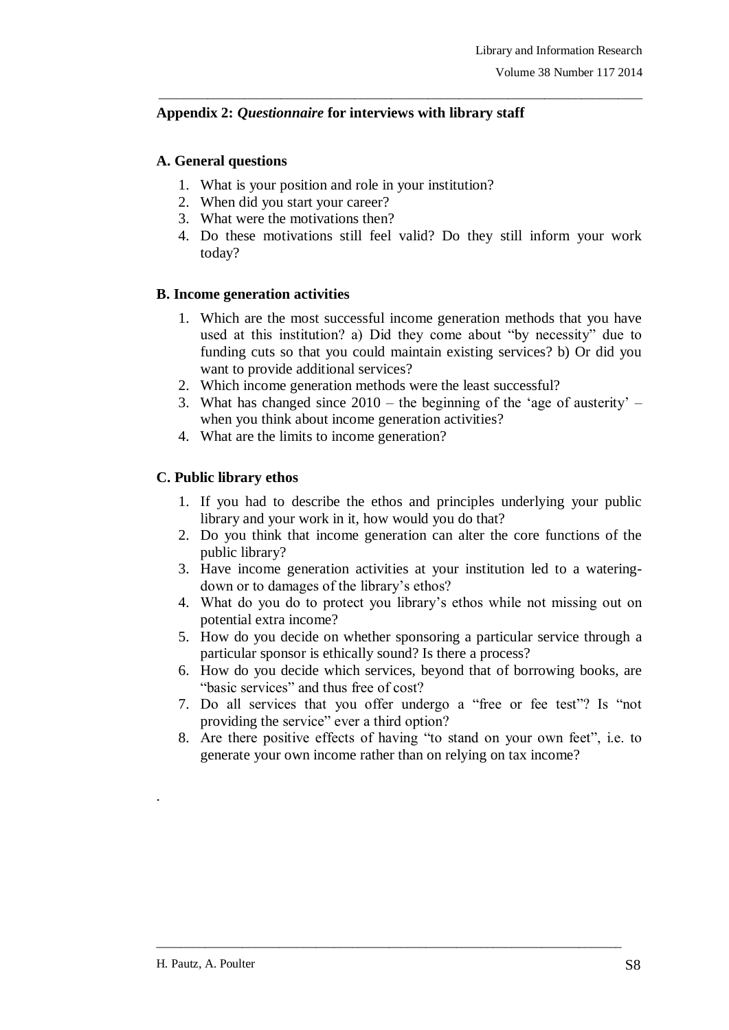## Appendix 2: *Questionnaire* for interviews with library staff

### A. General questions

1. What is your position and role in your institution?
2. When did you start your career?
3. What were the motivations then?
4. Do these motivations still feel valid? Do they still inform your work today?

### B. Income generation activities

1. Which are the most successful income generation methods that you have used at this institution? a) Did they come about "by necessity" due to funding cuts so that you could maintain existing services? b) Or did you want to provide additional services?
2. Which income generation methods were the least successful?
3. What has changed since 2010 – the beginning of the 'age of austerity' – when you think about income generation activities?
4. What are the limits to income generation?

### C. Public library ethos

1. If you had to describe the ethos and principles underlying your public library and your work in it, how would you do that?
2. Do you think that income generation can alter the core functions of the public library?
3. Have income generation activities at your institution led to a watering-down or to damages of the library's ethos?
4. What do you do to protect you library's ethos while not missing out on potential extra income?
5. How do you decide on whether sponsoring a particular service through a particular sponsor is ethically sound? Is there a process?
6. How do you decide which services, beyond that of borrowing books, are "basic services" and thus free of cost?
7. Do all services that you offer undergo a "free or fee test"? Is "not providing the service" ever a third option?
8. Are there positive effects of having "to stand on your own feet", i.e. to generate your own income rather than on relying on tax income?

.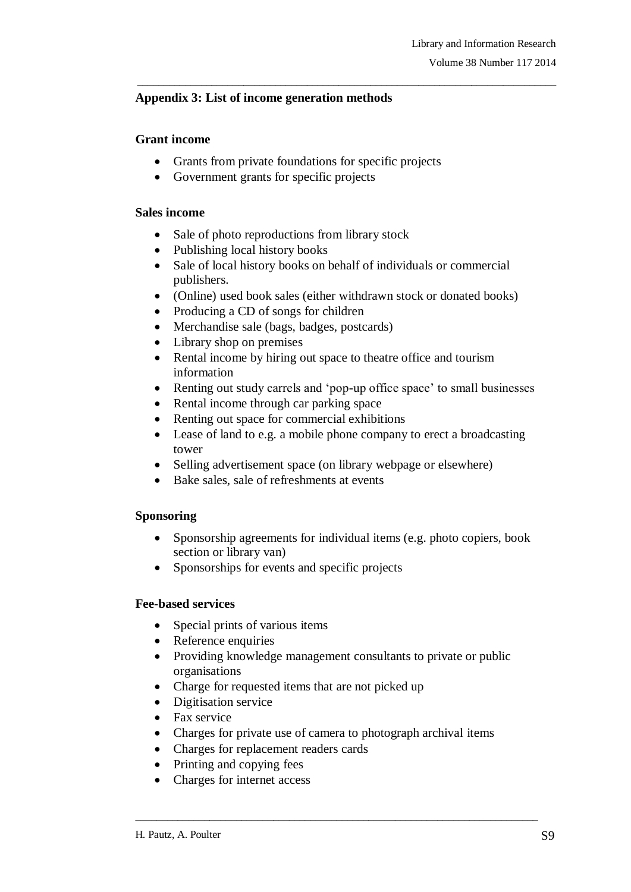## Appendix 3: List of income generation methods

### Grant income

- Grants from private foundations for specific projects
- Government grants for specific projects

### Sales income

- Sale of photo reproductions from library stock
- Publishing local history books
- Sale of local history books on behalf of individuals or commercial publishers.
- (Online) used book sales (either withdrawn stock or donated books)
- Producing a CD of songs for children
- Merchandise sale (bags, badges, postcards)
- Library shop on premises
- Rental income by hiring out space to theatre office and tourism information
- Renting out study carrels and 'pop-up office space' to small businesses
- Rental income through car parking space
- Renting out space for commercial exhibitions
- Lease of land to e.g. a mobile phone company to erect a broadcasting tower
- Selling advertisement space (on library webpage or elsewhere)
- Bake sales, sale of refreshments at events

### Sponsoring

- Sponsorship agreements for individual items (e.g. photo copiers, book section or library van)
- Sponsorships for events and specific projects

### Fee-based services

- Special prints of various items
- Reference enquiries
- Providing knowledge management consultants to private or public organisations
- Charge for requested items that are not picked up
- Digitisation service
- Fax service
- Charges for private use of camera to photograph archival items
- Charges for replacement readers cards
- Printing and copying fees
- Charges for internet access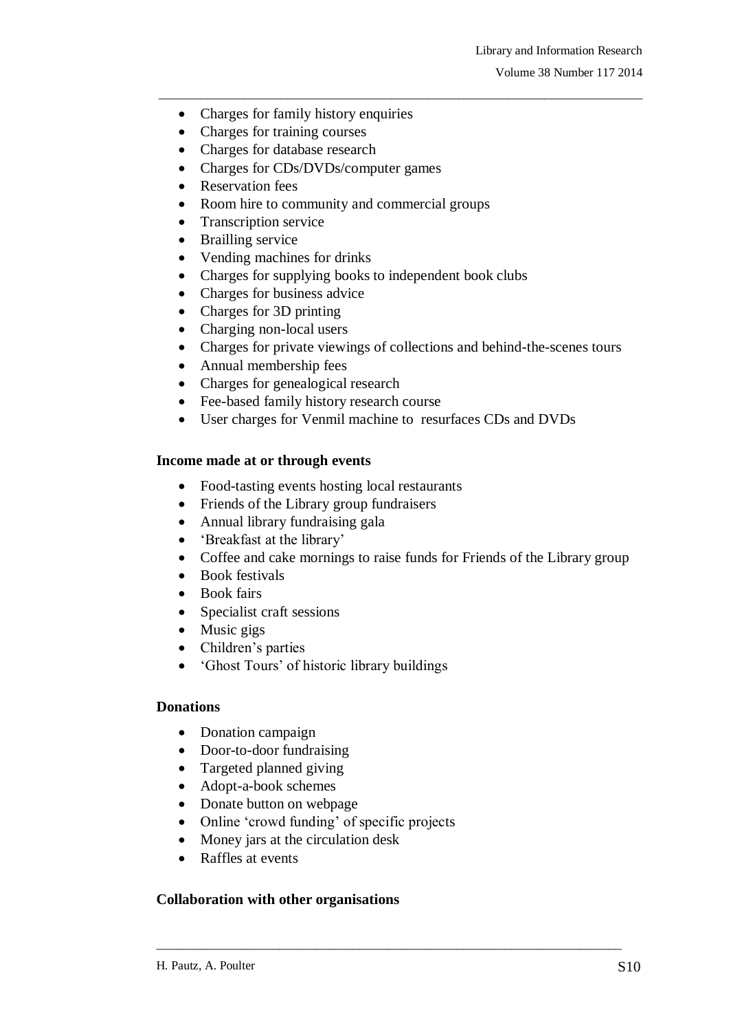- Charges for family history enquiries
- Charges for training courses
- Charges for database research
- Charges for CDs/DVDs/computer games
- Reservation fees
- Room hire to community and commercial groups
- Transcription service
- Brailling service
- Vending machines for drinks
- Charges for supplying books to independent book clubs
- Charges for business advice
- Charges for 3D printing
- Charging non-local users
- Charges for private viewings of collections and behind-the-scenes tours
- Annual membership fees
- Charges for genealogical research
- Fee-based family history research course
- User charges for Venmil machine to resurfaces CDs and DVDs

**Income made at or through events**

- Food-tasting events hosting local restaurants
- Friends of the Library group fundraisers
- Annual library fundraising gala
- 'Breakfast at the library'
- Coffee and cake mornings to raise funds for Friends of the Library group
- Book festivals
- Book fairs
- Specialist craft sessions
- Music gigs
- Children's parties
- 'Ghost Tours' of historic library buildings

**Donations**

- Donation campaign
- Door-to-door fundraising
- Targeted planned giving
- Adopt-a-book schemes
- Donate button on webpage
- Online 'crowd funding' of specific projects
- Money jars at the circulation desk
- Raffles at events

**Collaboration with other organisations**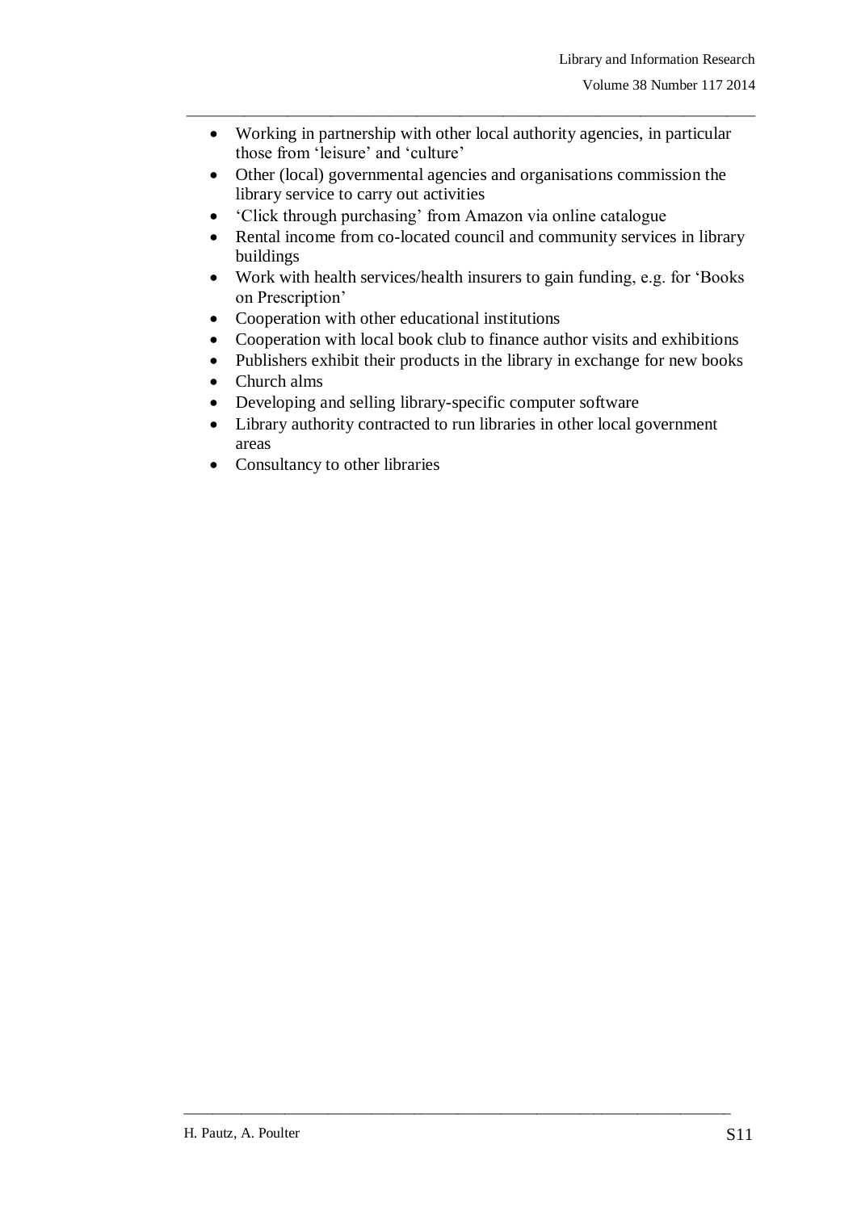- Working in partnership with other local authority agencies, in particular those from 'leisure' and 'culture'
- Other (local) governmental agencies and organisations commission the library service to carry out activities
- 'Click through purchasing' from Amazon via online catalogue
- Rental income from co-located council and community services in library buildings
- Work with health services/health insurers to gain funding, e.g. for 'Books on Prescription'
- Cooperation with other educational institutions
- Cooperation with local book club to finance author visits and exhibitions
- Publishers exhibit their products in the library in exchange for new books
- Church alms
- Developing and selling library-specific computer software
- Library authority contracted to run libraries in other local government areas
- Consultancy to other libraries